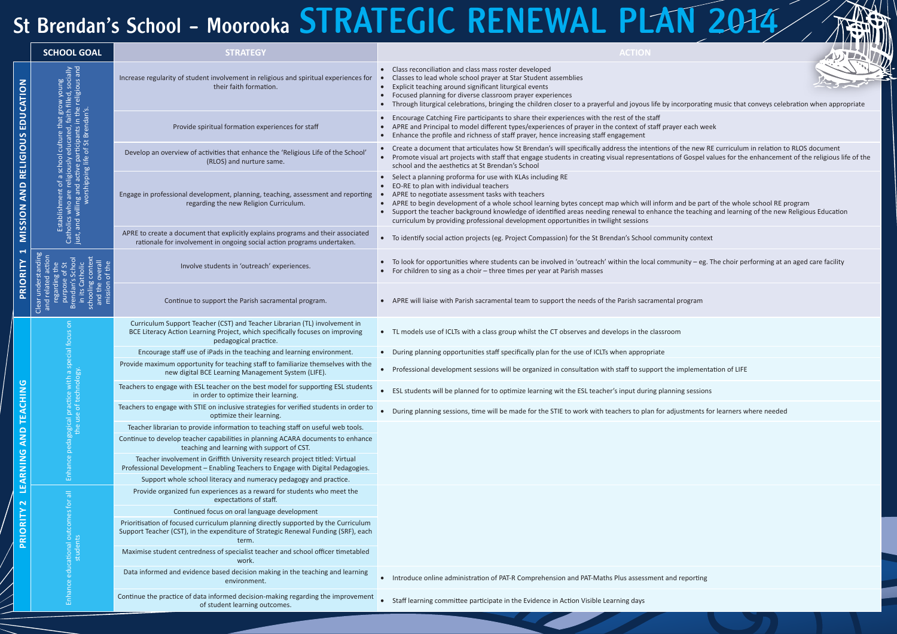# St Brendan's School - Moorooka STRATEGIC RENEWAL PLAN 2014

| | SCHOOL GOAL | STRATEGY | ACTION |
|---|---|---|---|
| PRIORITY 1 MISSION AND RELIGIOUS EDUCATION | Establishment of a school culture that grow young Catholics who are religiously educated, faith filled, socially just, and willing and active participants in the religious and worshipping life of St Brendan's. | Increase regularity of student involvement in religious and spiritual experiences for their faith formation. | • Class reconciliation and class mass roster developed<br>• Classes to lead whole school prayer at Star Student assemblies<br>• Explicit teaching around significant liturgical events<br>• Focused planning for diverse classroom prayer experiences<br>• Through liturgical celebrations, bringing the children closer to a prayerful and joyous life by incorporating music that conveys celebration when appropriate |
| | | Provide spiritual formation experiences for staff | • Encourage Catching Fire participants to share their experiences with the rest of the staff<br>• APRE and Principal to model different types/experiences of prayer in the context of staff prayer each week<br>• Enhance the profile and richness of staff prayer, hence increasing staff engagement |
| | | Develop an overview of activities that enhance the 'Religious Life of the School' (RLOS) and nurture same. | • Create a document that articulates how St Brendan's will specifically address the intentions of the new RE curriculum in relation to RLOS document<br>• Promote visual art projects with staff that engage students in creating visual representations of Gospel values for the enhancement of the religious life of the school and the aesthetics at St Brendan's School |
| | | Engage in professional development, planning, teaching, assessment and reporting regarding the new Religion Curriculum. | • Select a planning proforma for use with KLAs including RE<br>• EO-RE to plan with individual teachers<br>• APRE to negotiate assessment tasks with teachers<br>• APRE to begin development of a whole school learning bytes concept map which will inform and be part of the whole school RE program<br>• Support the teacher background knowledge of identified areas needing renewal to enhance the teaching and learning of the new Religious Education curriculum by providing professional development opportunities in twilight sessions |
| | | APRE to create a document that explicitly explains programs and their associated rationale for involvement in ongoing social action programs undertaken. | • To identify social action projects (eg. Project Compassion) for the St Brendan's School community context |
| | Clear understanding and related action regarding the purpose of St Brendan's School in its Catholic schooling context and the overall mission of the | Involve students in 'outreach' experiences. | • To look for opportunities where students can be involved in 'outreach' within the local community – eg. The choir performing at an aged care facility<br>• For children to sing as a choir – three times per year at Parish masses |
| | | Continue to support the Parish sacramental program. | • APRE will liaise with Parish sacramental team to support the needs of the Parish sacramental program |
| PRIORITY 2 LEARNING AND TEACHING | Enhance pedagogical practice with a special focus on the use of technology. | Curriculum Support Teacher (CST) and Teacher Librarian (TL) involvement in BCE Literacy Action Learning Project, which specifically focuses on improving pedagogical practice. | • TL models use of ICLTs with a class group whilst the CT observes and develops in the classroom |
| | | Encourage staff use of iPads in the teaching and learning environment. | • During planning opportunities staff specifically plan for the use of ICLTs when appropriate |
| | | Provide maximum opportunity for teaching staff to familiarize themselves with the new digital BCE Learning Management System (LIFE). | • Professional development sessions will be organized in consultation with staff to support the implementation of LIFE |
| | | Teachers to engage with ESL teacher on the best model for supporting ESL students in order to optimize their learning. | • ESL students will be planned for to optimize learning wit the ESL teacher's input during planning sessions |
| | | Teachers to engage with STIE on inclusive strategies for verified students in order to optimize their learning. | • During planning sessions, time will be made for the STIE to work with teachers to plan for adjustments for learners where needed |
| | | Teacher librarian to provide information to teaching staff on useful web tools. | |
| | | Continue to develop teacher capabilities in planning ACARA documents to enhance teaching and learning with support of CST. | |
| | | Teacher involvement in Griffith University research project titled: Virtual Professional Development – Enabling Teachers to Engage with Digital Pedagogies. | |
| | | Support whole school literacy and numeracy pedagogy and practice. | |
| | Enhance educational outcomes for all students | Provide organized fun experiences as a reward for students who meet the expectations of staff. | |
| | | Continued focus on oral language development | |
| | | Prioritisation of focused curriculum planning directly supported by the Curriculum Support Teacher (CST), in the expenditure of Strategic Renewal Funding (SRF), each term. | |
| | | Maximise student centredness of specialist teacher and school officer timetabled work. | |
| | | Data informed and evidence based decision making in the teaching and learning environment. | • Introduce online administration of PAT-R Comprehension and PAT-Maths Plus assessment and reporting |
| | | Continue the practice of data informed decision-making regarding the improvement of student learning outcomes. | • Staff learning committee participate in the Evidence in Action Visible Learning days |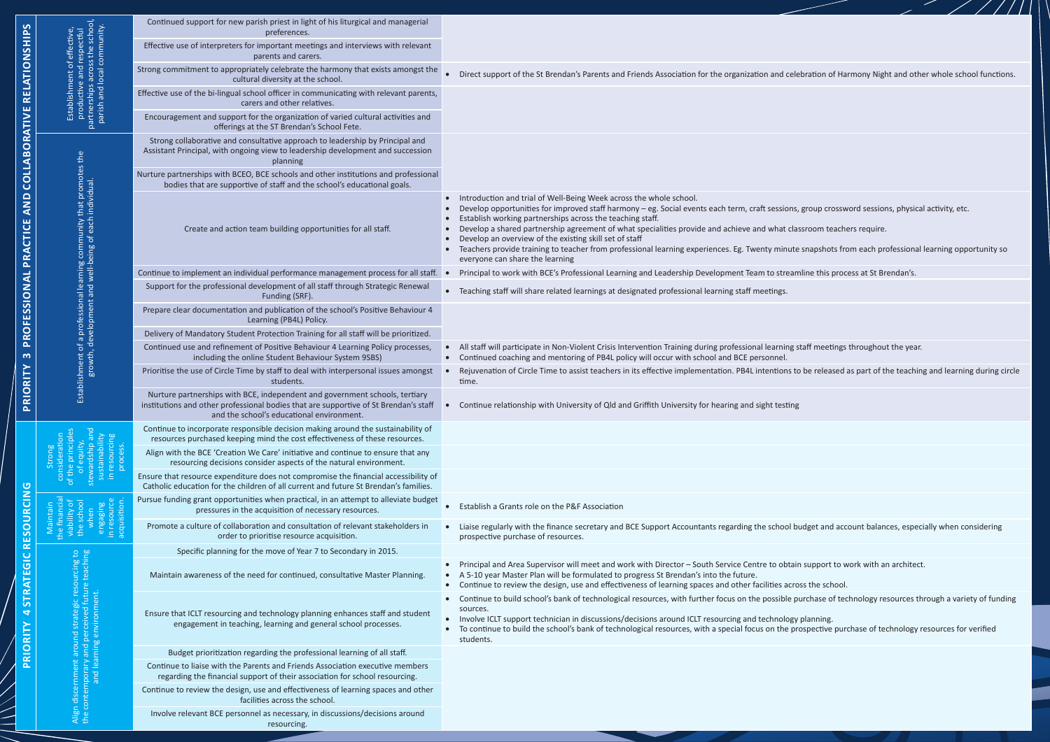| | | | |
|---|---|---|---|
| PRIORITY 3 PROFESSIONAL PRACTICE AND COLLABORATIVE RELATIONSHIPS | Establishment of effective, productive and respectful partnerships across the school, parish and local community. | Continued support for new parish priest in light of his liturgical and managerial preferences. | |
| | | Effective use of interpreters for important meetings and interviews with relevant parents and carers. | |
| | | Strong commitment to appropriately celebrate the harmony that exists amongst the cultural diversity at the school. | • Direct support of the St Brendan's Parents and Friends Association for the organization and celebration of Harmony Night and other whole school functions. |
| | | Effective use of the bi-lingual school officer in communicating with relevant parents, carers and other relatives. | |
| | | Encouragement and support for the organization of varied cultural activities and offerings at the ST Brendan's School Fete. | |
| | Establishment of a professional learning community that promotes the growth, development and well-being of each individual. | Strong collaborative and consultative approach to leadership by Principal and Assistant Principal, with ongoing view to leadership development and succession planning | |
| | | Nurture partnerships with BCEO, BCE schools and other institutions and professional bodies that are supportive of staff and the school's educational goals. | |
| | | Create and action team building opportunities for all staff. | • Introduction and trial of Well-Being Week across the whole school.<br>• Develop opportunities for improved staff harmony – eg. Social events each term, craft sessions, group crossword sessions, physical activity, etc.<br>• Establish working partnerships across the teaching staff.<br>• Develop a shared partnership agreement of what specialities provide and achieve and what classroom teachers require.<br>• Develop an overview of the existing skill set of staff<br>• Teachers provide training to teacher from professional learning experiences. Eg. Twenty minute snapshots from each professional learning opportunity so everyone can share the learning |
| | | Continue to implement an individual performance management process for all staff. | • Principal to work with BCE's Professional Learning and Leadership Development Team to streamline this process at St Brendan's. |
| | | Support for the professional development of all staff through Strategic Renewal Funding (SRF). | • Teaching staff will share related learnings at designated professional learning staff meetings. |
| | | Prepare clear documentation and publication of the school's Positive Behaviour 4 Learning (PB4L) Policy. | |
| | | Delivery of Mandatory Student Protection Training for all staff will be prioritized. | |
| | | Continued use and refinement of Positive Behaviour 4 Learning Policy processes, including the online Student Behaviour System 9SBS) | • All staff will participate in Non-Violent Crisis Intervention Training during professional learning staff meetings throughout the year.<br>• Continued coaching and mentoring of PB4L policy will occur with school and BCE personnel. |
| | | Prioritise the use of Circle Time by staff to deal with interpersonal issues amongst students. | • Rejuvenation of Circle Time to assist teachers in its effective implementation. PB4L intentions to be released as part of the teaching and learning during circle time. |
| | | Nurture partnerships with BCE, independent and government schools, tertiary institutions and other professional bodies that are supportive of St Brendan's staff and the school's educational environment. | • Continue relationship with University of Qld and Griffith University for hearing and sight testing |
| PRIORITY 4 STRATEGIC RESOURCING | Strong consideration of the principles of equity, stewardship and sustainability in resourcing process. | Continue to incorporate responsible decision making around the sustainability of resources purchased keeping mind the cost effectiveness of these resources. | |
| | | Align with the BCE 'Creation We Care' initiative and continue to ensure that any resourcing decisions consider aspects of the natural environment. | |
| | | Ensure that resource expenditure does not compromise the financial accessibility of Catholic education for the children of all current and future St Brendan's families. | |
| | Maintain the financial viability of the school when engaging in resource acquisition. | Pursue funding grant opportunities when practical, in an attempt to alleviate budget pressures in the acquisition of necessary resources. | • Establish a Grants role on the P&F Association |
| | | Promote a culture of collaboration and consultation of relevant stakeholders in order to prioritise resource acquisition. | • Liaise regularly with the finance secretary and BCE Support Accountants regarding the school budget and account balances, especially when considering prospective purchase of resources. |
| | Align discernment around strategic resourcing to the contemporary and perceived future teaching and learning environment. | Specific planning for the move of Year 7 to Secondary in 2015. | |
| | | Maintain awareness of the need for continued, consultative Master Planning. | • Principal and Area Supervisor will meet and work with Director – South Service Centre to obtain support to work with an architect.<br>• A 5-10 year Master Plan will be formulated to progress St Brendan's into the future.<br>• Continue to review the design, use and effectiveness of learning spaces and other facilities across the school. |
| | | Ensure that ICLT resourcing and technology planning enhances staff and student engagement in teaching, learning and general school processes. | • Continue to build school's bank of technological resources, with further focus on the possible purchase of technology resources through a variety of funding sources.<br>• Involve ICLT support technician in discussions/decisions around ICLT resourcing and technology planning.<br>• To continue to build the school's bank of technological resources, with a special focus on the prospective purchase of technology resources for verified students. |
| | | Budget prioritization regarding the professional learning of all staff. | |
| | | Continue to liaise with the Parents and Friends Association executive members regarding the financial support of their association for school resourcing. | |
| | | Continue to review the design, use and effectiveness of learning spaces and other facilities across the school. | |
| | | Involve relevant BCE personnel as necessary, in discussions/decisions around resourcing. | |